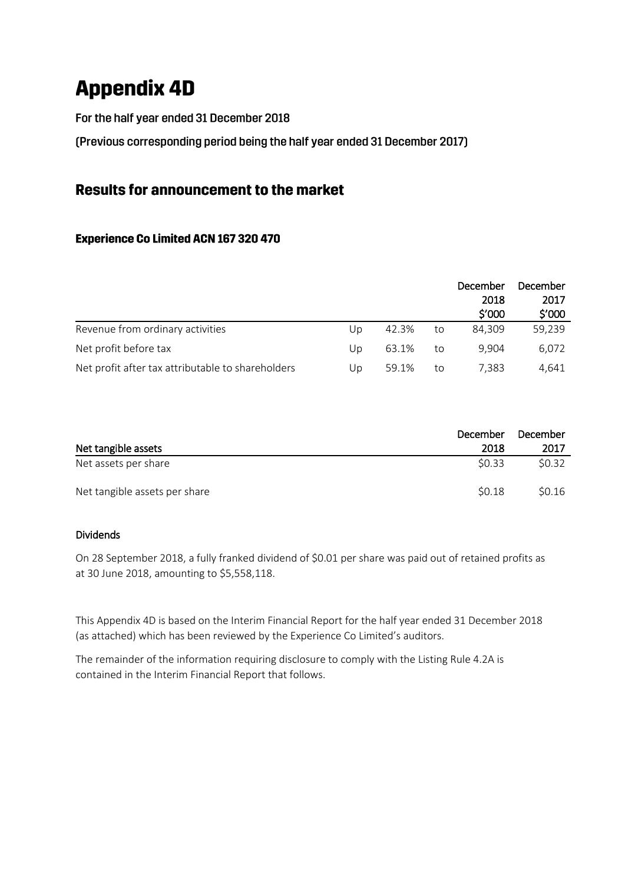# Appendix 4D

For the half year ended 31 December 2018

(Previous corresponding period being the half year ended 31 December 2017)

## Results for announcement to the market

### Experience Co Limited ACN 167 320 470

| | | | | December 2018 $'000 | December 2017 $'000 |
|---|---|---|---|---|---|
| Revenue from ordinary activities | Up | 42.3% | to | 84,309 | 59,239 |
| Net profit before tax | Up | 63.1% | to | 9,904 | 6,072 |
| Net profit after tax attributable to shareholders | Up | 59.1% | to | 7,383 | 4,641 |

| Net tangible assets | December 2018 | December 2017 |
|---|---|---|
| Net assets per share | $0.33 | $0.32 |
| Net tangible assets per share | $0.18 | $0.16 |

**Dividends**

On 28 September 2018, a fully franked dividend of $0.01 per share was paid out of retained profits as at 30 June 2018, amounting to $5,558,118.

This Appendix 4D is based on the Interim Financial Report for the half year ended 31 December 2018 (as attached) which has been reviewed by the Experience Co Limited's auditors.

The remainder of the information requiring disclosure to comply with the Listing Rule 4.2A is contained in the Interim Financial Report that follows.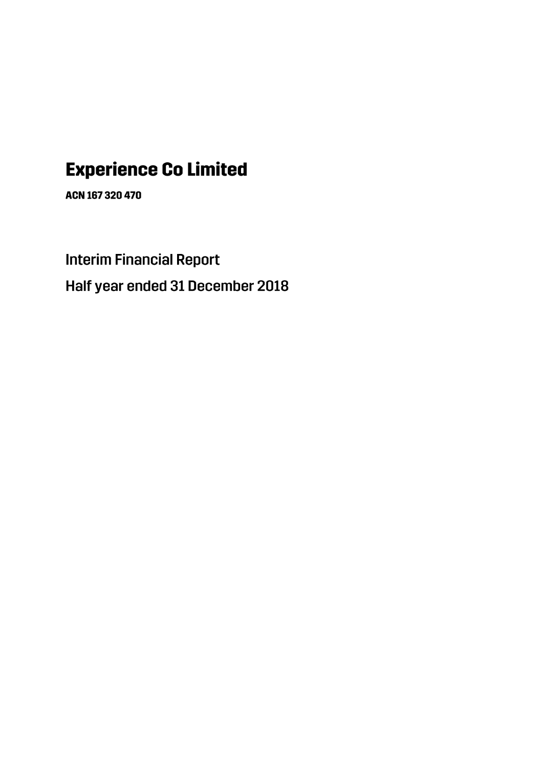# Experience Co Limited

**ACN 167 320 470**

Interim Financial Report

Half year ended 31 December 2018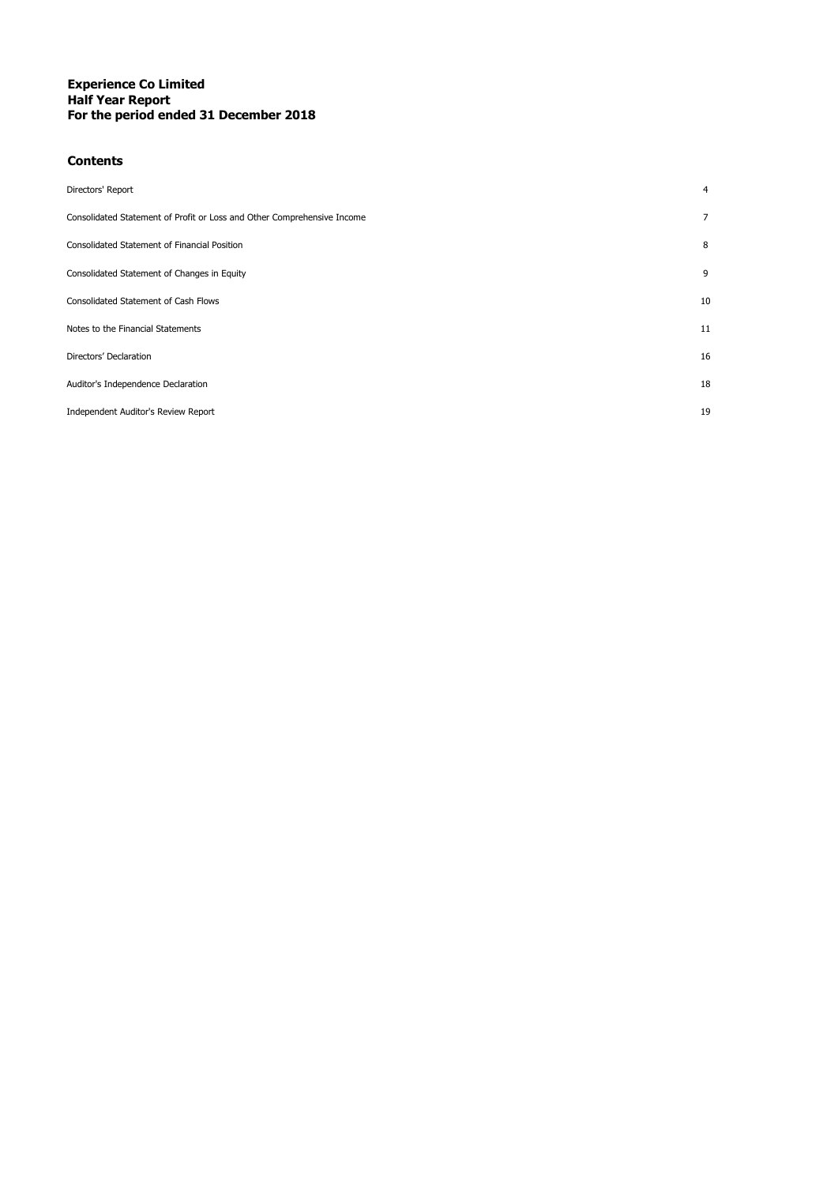**Experience Co Limited**
**Half Year Report**
**For the period ended 31 December 2018**

## Contents

| | |
|---|---|
| Directors' Report | 4 |
| Consolidated Statement of Profit or Loss and Other Comprehensive Income | 7 |
| Consolidated Statement of Financial Position | 8 |
| Consolidated Statement of Changes in Equity | 9 |
| Consolidated Statement of Cash Flows | 10 |
| Notes to the Financial Statements | 11 |
| Directors' Declaration | 16 |
| Auditor's Independence Declaration | 18 |
| Independent Auditor's Review Report | 19 |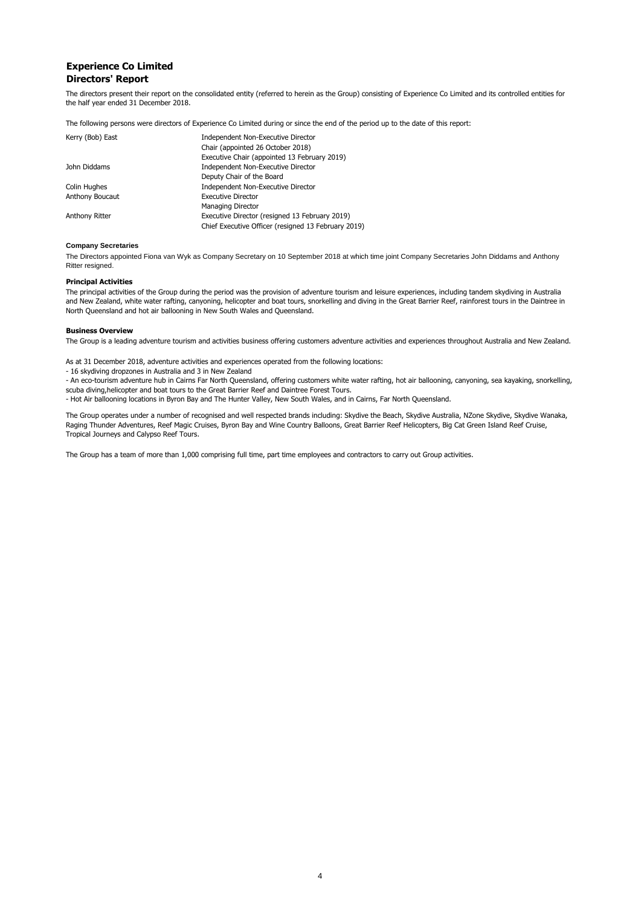# Experience Co Limited
## Directors' Report

The directors present their report on the consolidated entity (referred to herein as the Group) consisting of Experience Co Limited and its controlled entities for the half year ended 31 December 2018.

The following persons were directors of Experience Co Limited during or since the end of the period up to the date of this report:

| | |
|---|---|
| Kerry (Bob) East | Independent Non-Executive Director |
| | Chair (appointed 26 October 2018) |
| | Executive Chair (appointed 13 February 2019) |
| John Diddams | Independent Non-Executive Director |
| | Deputy Chair of the Board |
| Colin Hughes | Independent Non-Executive Director |
| Anthony Boucaut | Executive Director |
| | Managing Director |
| Anthony Ritter | Executive Director (resigned 13 February 2019) |
| | Chief Executive Officer (resigned 13 February 2019) |

### Company Secretaries

The Directors appointed Fiona van Wyk as Company Secretary on 10 September 2018 at which time joint Company Secretaries John Diddams and Anthony Ritter resigned.

### Principal Activities

The principal activities of the Group during the period was the provision of adventure tourism and leisure experiences, including tandem skydiving in Australia and New Zealand, white water rafting, canyoning, helicopter and boat tours, snorkelling and diving in the Great Barrier Reef, rainforest tours in the Daintree in North Queensland and hot air ballooning in New South Wales and Queensland.

### Business Overview

The Group is a leading adventure tourism and activities business offering customers adventure activities and experiences throughout Australia and New Zealand.

As at 31 December 2018, adventure activities and experiences operated from the following locations:

- 16 skydiving dropzones in Australia and 3 in New Zealand
- An eco-tourism adventure hub in Cairns Far North Queensland, offering customers white water rafting, hot air ballooning, canyoning, sea kayaking, snorkelling, scuba diving,helicopter and boat tours to the Great Barrier Reef and Daintree Forest Tours.
- Hot Air ballooning locations in Byron Bay and The Hunter Valley, New South Wales, and in Cairns, Far North Queensland.

The Group operates under a number of recognised and well respected brands including: Skydive the Beach, Skydive Australia, NZone Skydive, Skydive Wanaka, Raging Thunder Adventures, Reef Magic Cruises, Byron Bay and Wine Country Balloons, Great Barrier Reef Helicopters, Big Cat Green Island Reef Cruise, Tropical Journeys and Calypso Reef Tours.

The Group has a team of more than 1,000 comprising full time, part time employees and contractors to carry out Group activities.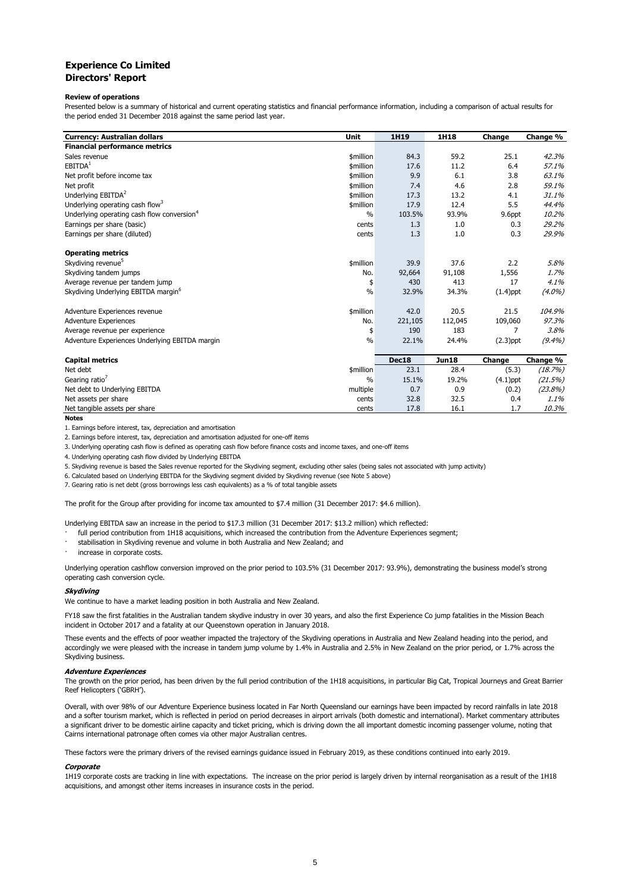# Experience Co Limited
## Directors' Report

**Review of operations**

Presented below is a summary of historical and current operating statistics and financial performance information, including a comparison of actual results for the period ended 31 December 2018 against the same period last year.

| Currency: Australian dollars | Unit | 1H19 | 1H18 | Change | Change % |
|---|---|---|---|---|---|
| **Financial performance metrics** | | | | | |
| Sales revenue | $million | 84.3 | 59.2 | 25.1 | *42.3%* |
| EBITDA[1] | $million | 17.6 | 11.2 | 6.4 | *57.1%* |
| Net profit before income tax | $million | 9.9 | 6.1 | 3.8 | *63.1%* |
| Net profit | $million | 7.4 | 4.6 | 2.8 | *59.1%* |
| Underlying EBITDA[2] | $million | 17.3 | 13.2 | 4.1 | *31.1%* |
| Underlying operating cash flow[3] | $million | 17.9 | 12.4 | 5.5 | *44.4%* |
| Underlying operating cash flow conversion[4] | % | 103.5% | 93.9% | 9.6ppt | *10.2%* |
| Earnings per share (basic) | cents | 1.3 | 1.0 | 0.3 | *29.2%* |
| Earnings per share (diluted) | cents | 1.3 | 1.0 | 0.3 | *29.9%* |
| | | | | | |
| **Operating metrics** | | | | | |
| Skydiving revenue[5] | $million | 39.9 | 37.6 | 2.2 | *5.8%* |
| Skydiving tandem jumps | No. | 92,664 | 91,108 | 1,556 | *1.7%* |
| Average revenue per tandem jump | $ | 430 | 413 | 17 | *4.1%* |
| Skydiving Underlying EBITDA margin[6] | % | 32.9% | 34.3% | (1.4)ppt | *(4.0%)* |
| | | | | | |
| Adventure Experiences revenue | $million | 42.0 | 20.5 | 21.5 | *104.9%* |
| Adventure Experiences | No. | 221,105 | 112,045 | 109,060 | *97.3%* |
| Average revenue per experience | $ | 190 | 183 | 7 | *3.8%* |
| Adventure Experiences Underlying EBITDA margin | % | 22.1% | 24.4% | (2.3)ppt | *(9.4%)* |
| | | | | | |
| **Capital metrics** | | **Dec18** | **Jun18** | **Change** | **Change %** |
| Net debt | $million | 23.1 | 28.4 | (5.3) | *(18.7%)* |
| Gearing ratio[7] | % | 15.1% | 19.2% | (4.1)ppt | *(21.5%)* |
| Net debt to Underlying EBITDA | multiple | 0.7 | 0.9 | (0.2) | *(23.8%)* |
| Net assets per share | cents | 32.8 | 32.5 | 0.4 | *1.1%* |
| Net tangible assets per share | cents | 17.8 | 16.1 | 1.7 | *10.3%* |

**Notes**

1. Earnings before interest, tax, depreciation and amortisation
2. Earnings before interest, tax, depreciation and amortisation adjusted for one-off items
3. Underlying operating cash flow is defined as operating cash flow before finance costs and income taxes, and one-off items
4. Underlying operating cash flow divided by Underlying EBITDA
5. Skydiving revenue is based the Sales revenue reported for the Skydiving segment, excluding other sales (being sales not associated with jump activity)
6. Calculated based on Underlying EBITDA for the Skydiving segment divided by Skydiving revenue (see Note 5 above)
7. Gearing ratio is net debt (gross borrowings less cash equivalents) as a % of total tangible assets

The profit for the Group after providing for income tax amounted to $7.4 million (31 December 2017: $4.6 million).

Underlying EBITDA saw an increase in the period to $17.3 million (31 December 2017: $13.2 million) which reflected:

- full period contribution from 1H18 acquisitions, which increased the contribution from the Adventure Experiences segment;
- stabilisation in Skydiving revenue and volume in both Australia and New Zealand; and
- increase in corporate costs.

Underlying operation cashflow conversion improved on the prior period to 103.5% (31 December 2017: 93.9%), demonstrating the business model's strong operating cash conversion cycle.

***Skydiving***

We continue to have a market leading position in both Australia and New Zealand.

FY18 saw the first fatalities in the Australian tandem skydive industry in over 30 years, and also the first Experience Co jump fatalities in the Mission Beach incident in October 2017 and a fatality at our Queenstown operation in January 2018.

These events and the effects of poor weather impacted the trajectory of the Skydiving operations in Australia and New Zealand heading into the period, and accordingly we were pleased with the increase in tandem jump volume by 1.4% in Australia and 2.5% in New Zealand on the prior period, or 1.7% across the Skydiving business.

***Adventure Experiences***

The growth on the prior period, has been driven by the full period contribution of the 1H18 acquisitions, in particular Big Cat, Tropical Journeys and Great Barrier Reef Helicopters ('GBRH').

Overall, with over 98% of our Adventure Experience business located in Far North Queensland our earnings have been impacted by record rainfalls in late 2018 and a softer tourism market, which is reflected in period on period decreases in airport arrivals (both domestic and international). Market commentary attributes a significant driver to be domestic airline capacity and ticket pricing, which is driving down the all important domestic incoming passenger volume, noting that Cairns international patronage often comes via other major Australian centres.

These factors were the primary drivers of the revised earnings guidance issued in February 2019, as these conditions continued into early 2019.

***Corporate***

1H19 corporate costs are tracking in line with expectations. The increase on the prior period is largely driven by internal reorganisation as a result of the 1H18 acquisitions, and amongst other items increases in insurance costs in the period.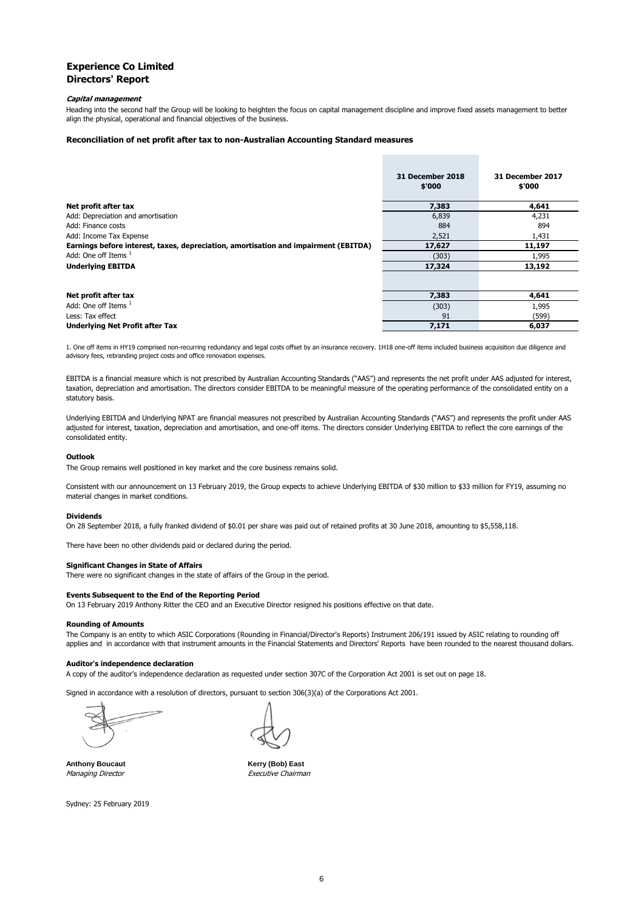# Experience Co Limited
## Directors' Report

***Capital management***

Heading into the second half the Group will be looking to heighten the focus on capital management discipline and improve fixed assets management to better align the physical, operational and financial objectives of the business.

### Reconciliation of net profit after tax to non-Australian Accounting Standard measures

| | 31 December 2018 $'000 | 31 December 2017 $'000 |
|---|---|---|
| **Net profit after tax** | **7,383** | **4,641** |
| Add: Depreciation and amortisation | 6,839 | 4,231 |
| Add: Finance costs | 884 | 894 |
| Add: Income Tax Expense | 2,521 | 1,431 |
| **Earnings before interest, taxes, depreciation, amortisation and impairment (EBITDA)** | **17,627** | **11,197** |
| Add: One off Items [1] | (303) | 1,995 |
| **Underlying EBITDA** | **17,324** | **13,192** |
| | | |
| **Net profit after tax** | **7,383** | **4,641** |
| Add: One off Items [1] | (303) | 1,995 |
| Less: Tax effect | 91 | (599) |
| **Underlying Net Profit after Tax** | **7,171** | **6,037** |

1. One off items in HY19 comprised non-recurring redundancy and legal costs offset by an insurance recovery. 1H18 one-off items included business acquisition due diligence and advisory fees, rebranding project costs and office renovation expenses.

EBITDA is a financial measure which is not prescribed by Australian Accounting Standards ("AAS") and represents the net profit under AAS adjusted for interest, taxation, depreciation and amortisation. The directors consider EBITDA to be meaningful measure of the operating performance of the consolidated entity on a statutory basis.

Underlying EBITDA and Underlying NPAT are financial measures not prescribed by Australian Accounting Standards ("AAS") and represents the profit under AAS adjusted for interest, taxation, depreciation and amortisation, and one-off items. The directors consider Underlying EBITDA to reflect the core earnings of the consolidated entity.

**Outlook**

The Group remains well positioned in key market and the core business remains solid.

Consistent with our announcement on 13 February 2019, the Group expects to achieve Underlying EBITDA of $30 million to $33 million for FY19, assuming no material changes in market conditions.

**Dividends**

On 28 September 2018, a fully franked dividend of $0.01 per share was paid out of retained profits at 30 June 2018, amounting to $5,558,118.

There have been no other dividends paid or declared during the period.

**Significant Changes in State of Affairs**

There were no significant changes in the state of affairs of the Group in the period.

**Events Subsequent to the End of the Reporting Period**

On 13 February 2019 Anthony Ritter the CEO and an Executive Director resigned his positions effective on that date.

**Rounding of Amounts**

The Company is an entity to which ASIC Corporations (Rounding in Financial/Director's Reports) Instrument 206/191 issued by ASIC relating to rounding off applies and in accordance with that instrument amounts in the Financial Statements and Directors' Reports have been rounded to the nearest thousand dollars.

**Auditor's independence declaration**

A copy of the auditor's independence declaration as requested under section 307C of the Corporation Act 2001 is set out on page 18.

Signed in accordance with a resolution of directors, pursuant to section 306(3)(a) of the Corporations Act 2001.

**Anthony Boucaut**
*Managing Director*

**Kerry (Bob) East**
*Executive Chairman*

Sydney: 25 February 2019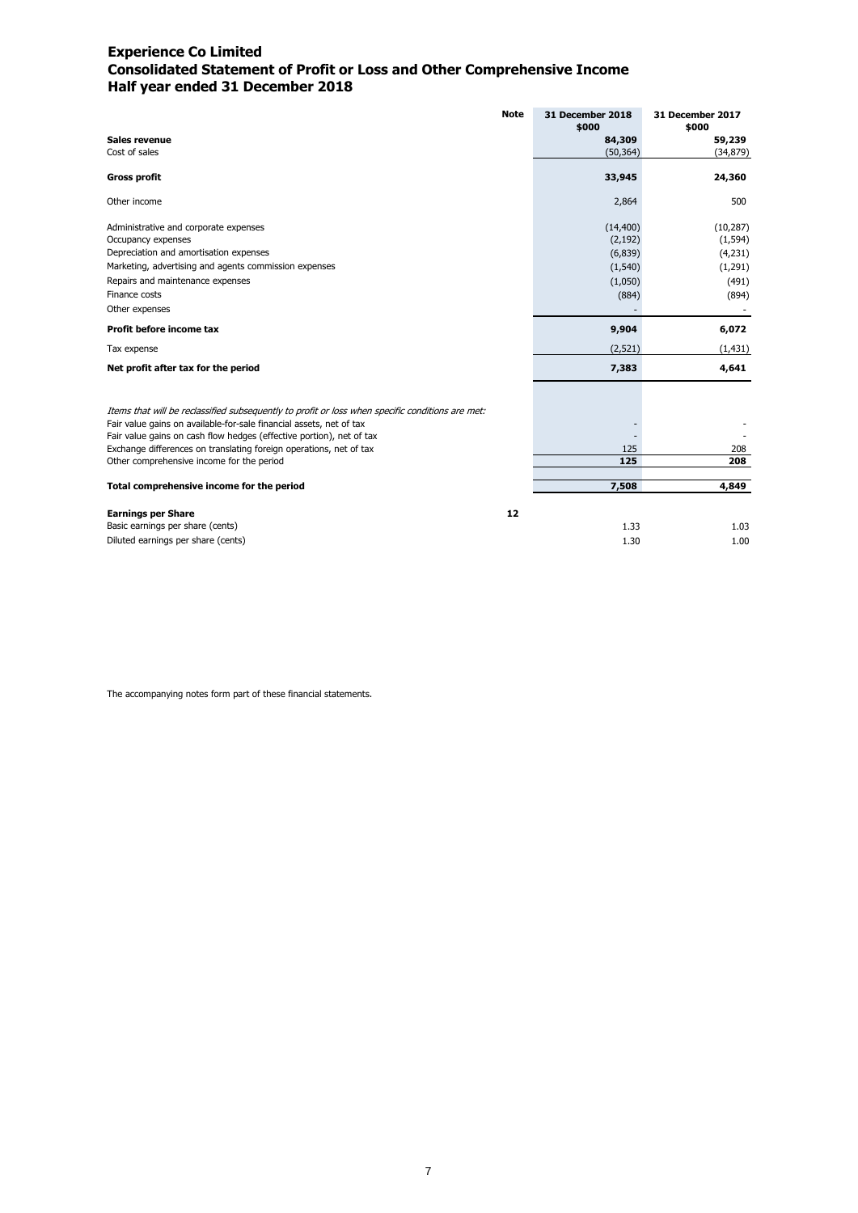# Experience Co Limited
## Consolidated Statement of Profit or Loss and Other Comprehensive Income
## Half year ended 31 December 2018

| | Note | 31 December 2018 $000 | 31 December 2017 $000 |
|---|---|---|---|
| **Sales revenue** | | **84,309** | **59,239** |
| Cost of sales | | (50,364) | (34,879) |
| **Gross profit** | | **33,945** | **24,360** |
| Other income | | 2,864 | 500 |
| Administrative and corporate expenses | | (14,400) | (10,287) |
| Occupancy expenses | | (2,192) | (1,594) |
| Depreciation and amortisation expenses | | (6,839) | (4,231) |
| Marketing, advertising and agents commission expenses | | (1,540) | (1,291) |
| Repairs and maintenance expenses | | (1,050) | (491) |
| Finance costs | | (884) | (894) |
| Other expenses | | - | - |
| **Profit before income tax** | | **9,904** | **6,072** |
| Tax expense | | (2,521) | (1,431) |
| **Net profit after tax for the period** | | **7,383** | **4,641** |
| *Items that will be reclassified subsequently to profit or loss when specific conditions are met:* | | | |
| Fair value gains on available-for-sale financial assets, net of tax | | - | - |
| Fair value gains on cash flow hedges (effective portion), net of tax | | - | - |
| Exchange differences on translating foreign operations, net of tax | | 125 | 208 |
| Other comprehensive income for the period | | **125** | **208** |
| **Total comprehensive income for the period** | | **7,508** | **4,849** |
| **Earnings per Share** | **12** | | |
| Basic earnings per share (cents) | | 1.33 | 1.03 |
| Diluted earnings per share (cents) | | 1.30 | 1.00 |

The accompanying notes form part of these financial statements.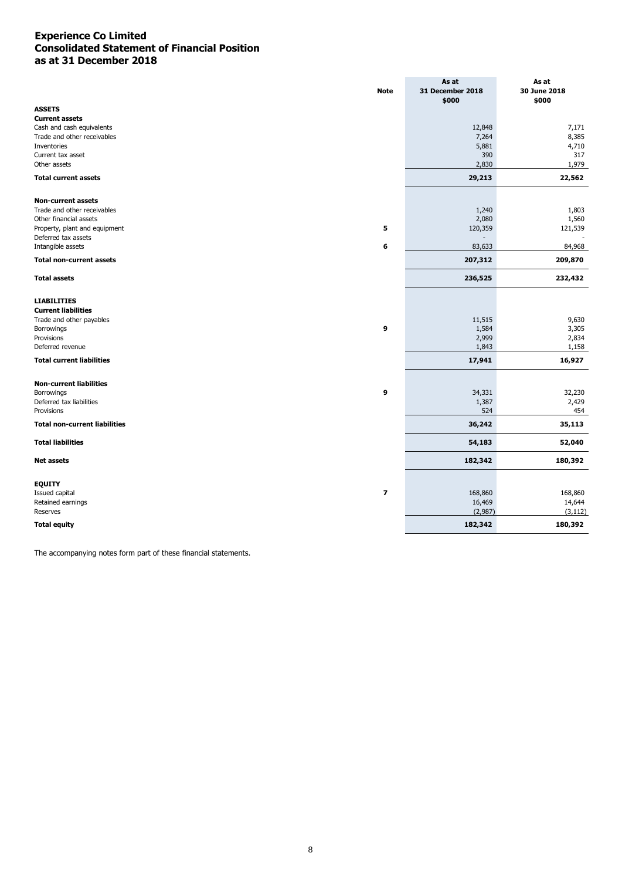# Experience Co Limited
# Consolidated Statement of Financial Position
# as at 31 December 2018

| | Note | As at 31 December 2018 $000 | As at 30 June 2018 $000 |
|---|---|---|---|
| **ASSETS** | | | |
| **Current assets** | | | |
| Cash and cash equivalents | | 12,848 | 7,171 |
| Trade and other receivables | | 7,264 | 8,385 |
| Inventories | | 5,881 | 4,710 |
| Current tax asset | | 390 | 317 |
| Other assets | | 2,830 | 1,979 |
| **Total current assets** | | **29,213** | **22,562** |
| **Non-current assets** | | | |
| Trade and other receivables | | 1,240 | 1,803 |
| Other financial assets | | 2,080 | 1,560 |
| Property, plant and equipment | **5** | 120,359 | 121,539 |
| Deferred tax assets | | - | - |
| Intangible assets | **6** | 83,633 | 84,968 |
| **Total non-current assets** | | **207,312** | **209,870** |
| **Total assets** | | **236,525** | **232,432** |
| **LIABILITIES** | | | |
| **Current liabilities** | | | |
| Trade and other payables | | 11,515 | 9,630 |
| Borrowings | **9** | 1,584 | 3,305 |
| Provisions | | 2,999 | 2,834 |
| Deferred revenue | | 1,843 | 1,158 |
| **Total current liabilities** | | **17,941** | **16,927** |
| **Non-current liabilities** | | | |
| Borrowings | **9** | 34,331 | 32,230 |
| Deferred tax liabilities | | 1,387 | 2,429 |
| Provisions | | 524 | 454 |
| **Total non-current liabilities** | | **36,242** | **35,113** |
| **Total liabilities** | | **54,183** | **52,040** |
| **Net assets** | | **182,342** | **180,392** |
| **EQUITY** | | | |
| Issued capital | **7** | 168,860 | 168,860 |
| Retained earnings | | 16,469 | 14,644 |
| Reserves | | (2,987) | (3,112) |
| **Total equity** | | **182,342** | **180,392** |

The accompanying notes form part of these financial statements.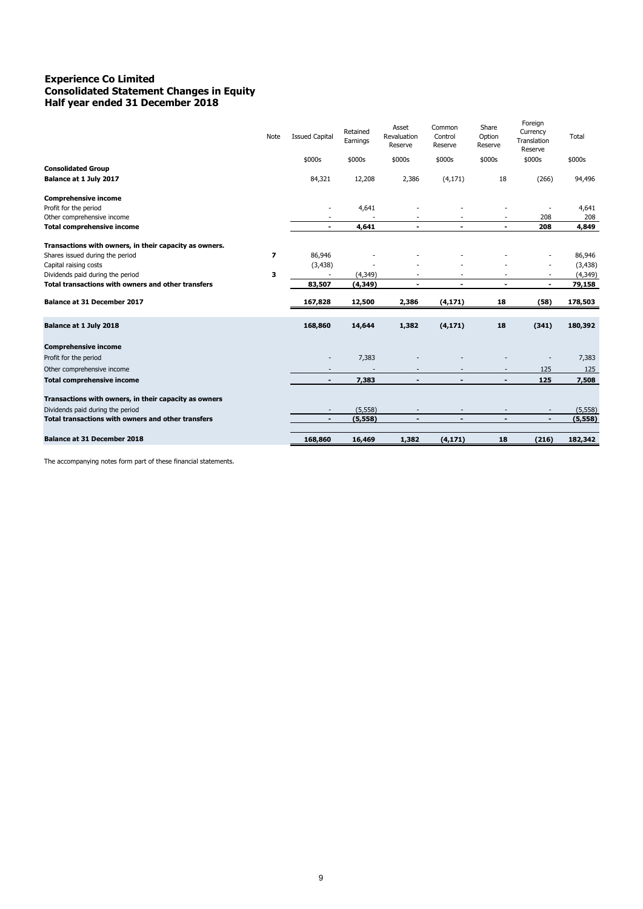# Experience Co Limited
# Consolidated Statement Changes in Equity
# Half year ended 31 December 2018

| | Note | Issued Capital | Retained Earnings | Asset Revaluation Reserve | Common Control Reserve | Share Option Reserve | Foreign Currency Translation Reserve | Total |
|---|---|---|---|---|---|---|---|---|
| | | $000s | $000s | $000s | $000s | $000s | $000s | $000s |
| **Consolidated Group** | | | | | | | | |
| **Balance at 1 July 2017** | | 84,321 | 12,208 | 2,386 | (4,171) | 18 | (266) | 94,496 |
| **Comprehensive income** | | | | | | | | |
| Profit for the period | | - | 4,641 | - | - | - | - | 4,641 |
| Other comprehensive income | | - | - | - | - | - | 208 | 208 |
| **Total comprehensive income** | | **-** | **4,641** | **-** | **-** | **-** | **208** | **4,849** |
| **Transactions with owners, in their capacity as owners.** | | | | | | | | |
| Shares issued during the period | **7** | 86,946 | - | - | - | - | - | 86,946 |
| Capital raising costs | | (3,438) | - | - | - | - | - | (3,438) |
| Dividends paid during the period | **3** | - | (4,349) | - | - | - | - | (4,349) |
| **Total transactions with owners and other transfers** | | **83,507** | **(4,349)** | **-** | **-** | **-** | **-** | **79,158** |
| **Balance at 31 December 2017** | | **167,828** | **12,500** | **2,386** | **(4,171)** | **18** | **(58)** | **178,503** |
| **Balance at 1 July 2018** | | **168,860** | **14,644** | **1,382** | **(4,171)** | **18** | **(341)** | **180,392** |
| **Comprehensive income** | | | | | | | | |
| Profit for the period | | - | 7,383 | - | - | - | - | 7,383 |
| Other comprehensive income | | - | - | - | - | - | 125 | 125 |
| **Total comprehensive income** | | **-** | **7,383** | **-** | **-** | **-** | **125** | **7,508** |
| **Transactions with owners, in their capacity as owners** | | | | | | | | |
| Dividends paid during the period | | - | (5,558) | - | - | - | - | (5,558) |
| **Total transactions with owners and other transfers** | | **-** | **(5,558)** | **-** | **-** | **-** | **-** | **(5,558)** |
| **Balance at 31 December 2018** | | **168,860** | **16,469** | **1,382** | **(4,171)** | **18** | **(216)** | **182,342** |

The accompanying notes form part of these financial statements.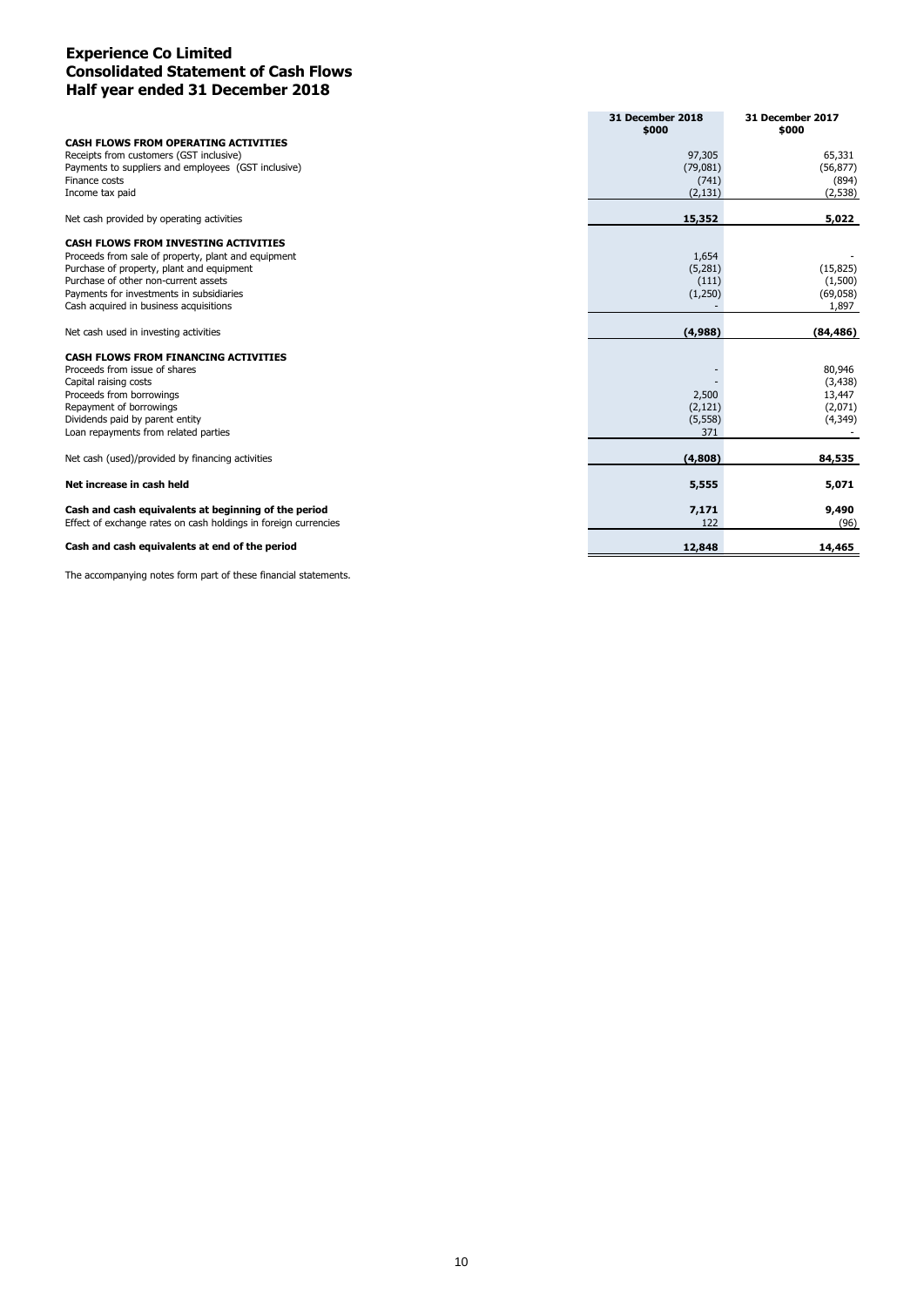# Experience Co Limited
# Consolidated Statement of Cash Flows
# Half year ended 31 December 2018

| | 31 December 2018 $000 | 31 December 2017 $000 |
|---|---|---|
| **CASH FLOWS FROM OPERATING ACTIVITIES** | | |
| Receipts from customers (GST inclusive) | 97,305 | 65,331 |
| Payments to suppliers and employees (GST inclusive) | (79,081) | (56,877) |
| Finance costs | (741) | (894) |
| Income tax paid | (2,131) | (2,538) |
| Net cash provided by operating activities | **15,352** | **5,022** |
| **CASH FLOWS FROM INVESTING ACTIVITIES** | | |
| Proceeds from sale of property, plant and equipment | 1,654 | - |
| Purchase of property, plant and equipment | (5,281) | (15,825) |
| Purchase of other non-current assets | (111) | (1,500) |
| Payments for investments in subsidiaries | (1,250) | (69,058) |
| Cash acquired in business acquisitions | - | 1,897 |
| Net cash used in investing activities | **(4,988)** | **(84,486)** |
| **CASH FLOWS FROM FINANCING ACTIVITIES** | | |
| Proceeds from issue of shares | - | 80,946 |
| Capital raising costs | - | (3,438) |
| Proceeds from borrowings | 2,500 | 13,447 |
| Repayment of borrowings | (2,121) | (2,071) |
| Dividends paid by parent entity | (5,558) | (4,349) |
| Loan repayments from related parties | 371 | - |
| Net cash (used)/provided by financing activities | **(4,808)** | **84,535** |
| **Net increase in cash held** | **5,555** | **5,071** |
| **Cash and cash equivalents at beginning of the period** | **7,171** | **9,490** |
| Effect of exchange rates on cash holdings in foreign currencies | 122 | (96) |
| **Cash and cash equivalents at end of the period** | **12,848** | **14,465** |

The accompanying notes form part of these financial statements.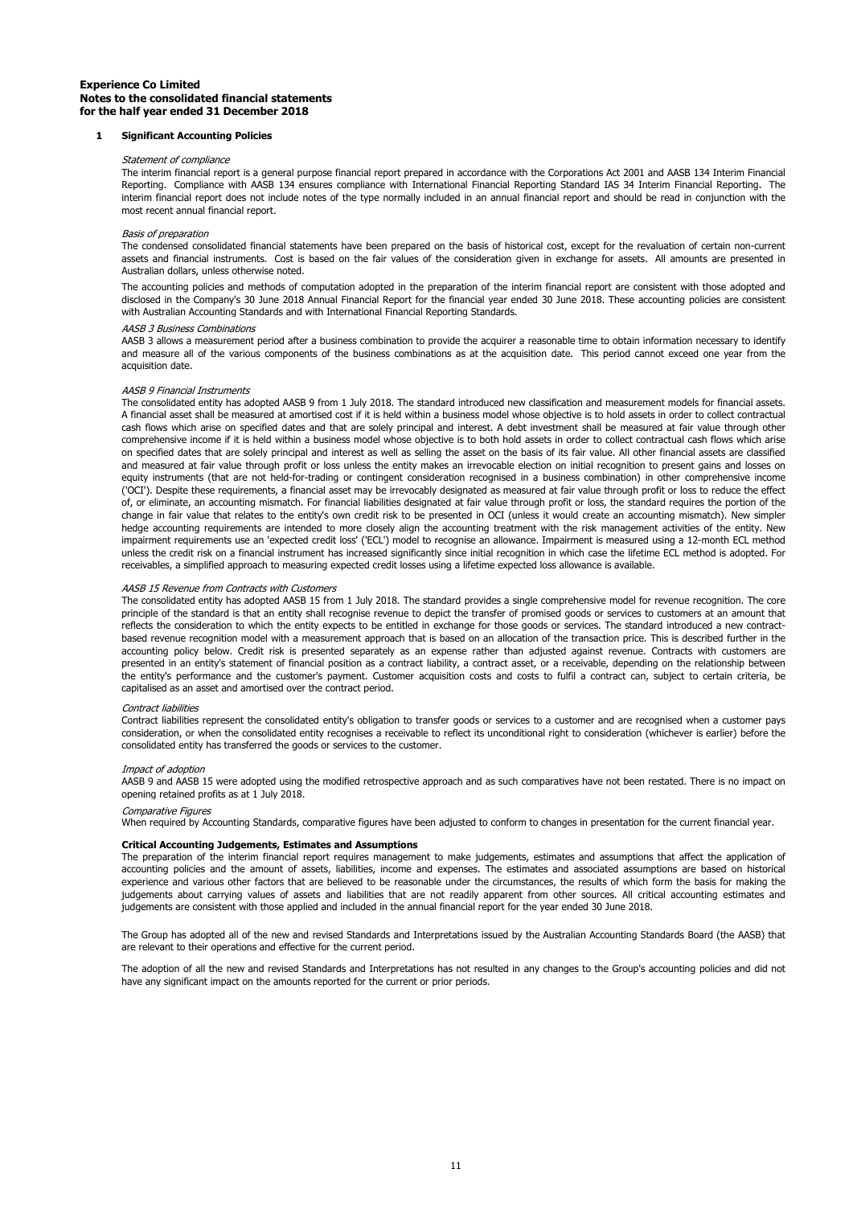**Experience Co Limited**
**Notes to the consolidated financial statements**
**for the half year ended 31 December 2018**

## 1 Significant Accounting Policies

*Statement of compliance*

The interim financial report is a general purpose financial report prepared in accordance with the Corporations Act 2001 and AASB 134 Interim Financial Reporting. Compliance with AASB 134 ensures compliance with International Financial Reporting Standard IAS 34 Interim Financial Reporting. The interim financial report does not include notes of the type normally included in an annual financial report and should be read in conjunction with the most recent annual financial report.

*Basis of preparation*

The condensed consolidated financial statements have been prepared on the basis of historical cost, except for the revaluation of certain non-current assets and financial instruments. Cost is based on the fair values of the consideration given in exchange for assets. All amounts are presented in Australian dollars, unless otherwise noted.

The accounting policies and methods of computation adopted in the preparation of the interim financial report are consistent with those adopted and disclosed in the Company's 30 June 2018 Annual Financial Report for the financial year ended 30 June 2018. These accounting policies are consistent with Australian Accounting Standards and with International Financial Reporting Standards.

*AASB 3 Business Combinations*

AASB 3 allows a measurement period after a business combination to provide the acquirer a reasonable time to obtain information necessary to identify and measure all of the various components of the business combinations as at the acquisition date. This period cannot exceed one year from the acquisition date.

*AASB 9 Financial Instruments*

The consolidated entity has adopted AASB 9 from 1 July 2018. The standard introduced new classification and measurement models for financial assets. A financial asset shall be measured at amortised cost if it is held within a business model whose objective is to hold assets in order to collect contractual cash flows which arise on specified dates and that are solely principal and interest. A debt investment shall be measured at fair value through other comprehensive income if it is held within a business model whose objective is to both hold assets in order to collect contractual cash flows which arise on specified dates that are solely principal and interest as well as selling the asset on the basis of its fair value. All other financial assets are classified and measured at fair value through profit or loss unless the entity makes an irrevocable election on initial recognition to present gains and losses on equity instruments (that are not held-for-trading or contingent consideration recognised in a business combination) in other comprehensive income ('OCI'). Despite these requirements, a financial asset may be irrevocably designated as measured at fair value through profit or loss to reduce the effect of, or eliminate, an accounting mismatch. For financial liabilities designated at fair value through profit or loss, the standard requires the portion of the change in fair value that relates to the entity's own credit risk to be presented in OCI (unless it would create an accounting mismatch). New simpler hedge accounting requirements are intended to more closely align the accounting treatment with the risk management activities of the entity. New impairment requirements use an 'expected credit loss' ('ECL') model to recognise an allowance. Impairment is measured using a 12-month ECL method unless the credit risk on a financial instrument has increased significantly since initial recognition in which case the lifetime ECL method is adopted. For receivables, a simplified approach to measuring expected credit losses using a lifetime expected loss allowance is available.

*AASB 15 Revenue from Contracts with Customers*

The consolidated entity has adopted AASB 15 from 1 July 2018. The standard provides a single comprehensive model for revenue recognition. The core principle of the standard is that an entity shall recognise revenue to depict the transfer of promised goods or services to customers at an amount that reflects the consideration to which the entity expects to be entitled in exchange for those goods or services. The standard introduced a new contract-based revenue recognition model with a measurement approach that is based on an allocation of the transaction price. This is described further in the accounting policy below. Credit risk is presented separately as an expense rather than adjusted against revenue. Contracts with customers are presented in an entity's statement of financial position as a contract liability, a contract asset, or a receivable, depending on the relationship between the entity's performance and the customer's payment. Customer acquisition costs and costs to fulfil a contract can, subject to certain criteria, be capitalised as an asset and amortised over the contract period.

*Contract liabilities*

Contract liabilities represent the consolidated entity's obligation to transfer goods or services to a customer and are recognised when a customer pays consideration, or when the consolidated entity recognises a receivable to reflect its unconditional right to consideration (whichever is earlier) before the consolidated entity has transferred the goods or services to the customer.

*Impact of adoption*

AASB 9 and AASB 15 were adopted using the modified retrospective approach and as such comparatives have not been restated. There is no impact on opening retained profits as at 1 July 2018.

*Comparative Figures*

When required by Accounting Standards, comparative figures have been adjusted to conform to changes in presentation for the current financial year.

**Critical Accounting Judgements, Estimates and Assumptions**

The preparation of the interim financial report requires management to make judgements, estimates and assumptions that affect the application of accounting policies and the amount of assets, liabilities, income and expenses. The estimates and associated assumptions are based on historical experience and various other factors that are believed to be reasonable under the circumstances, the results of which form the basis for making the judgements about carrying values of assets and liabilities that are not readily apparent from other sources. All critical accounting estimates and judgements are consistent with those applied and included in the annual financial report for the year ended 30 June 2018.

The Group has adopted all of the new and revised Standards and Interpretations issued by the Australian Accounting Standards Board (the AASB) that are relevant to their operations and effective for the current period.

The adoption of all the new and revised Standards and Interpretations has not resulted in any changes to the Group's accounting policies and did not have any significant impact on the amounts reported for the current or prior periods.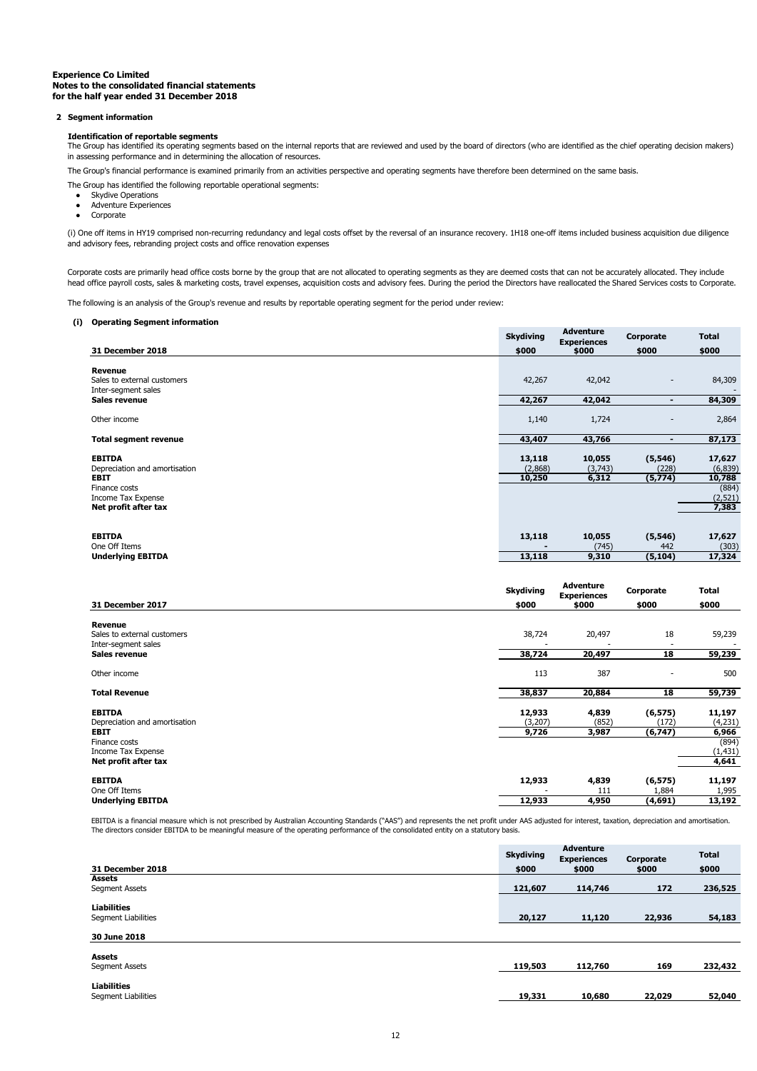**Experience Co Limited**
**Notes to the consolidated financial statements**
**for the half year ended 31 December 2018**

## 2 Segment information

### Identification of reportable segments

The Group has identified its operating segments based on the internal reports that are reviewed and used by the board of directors (who are identified as the chief operating decision makers) in assessing performance and in determining the allocation of resources.

The Group's financial performance is examined primarily from an activities perspective and operating segments have therefore been determined on the same basis.

The Group has identified the following reportable operational segments:

- Skydive Operations
- Adventure Experiences
- Corporate

(i) One off items in HY19 comprised non-recurring redundancy and legal costs offset by the reversal of an insurance recovery. 1H18 one-off items included business acquisition due diligence and advisory fees, rebranding project costs and office renovation expenses

Corporate costs are primarily head office costs borne by the group that are not allocated to operating segments as they are deemed costs that can not be accurately allocated. They include head office payroll costs, sales & marketing costs, travel expenses, acquisition costs and advisory fees. During the period the Directors have reallocated the Shared Services costs to Corporate.

The following is an analysis of the Group's revenue and results by reportable operating segment for the period under review:

### (i) Operating Segment information

| 31 December 2018 | Skydiving $000 | Adventure Experiences $000 | Corporate $000 | Total $000 |
|---|---|---|---|---|
| **Revenue** | | | | |
| Sales to external customers | 42,267 | 42,042 | - | 84,309 |
| Inter-segment sales | | | | - |
| **Sales revenue** | **42,267** | **42,042** | **-** | **84,309** |
| Other income | 1,140 | 1,724 | - | 2,864 |
| **Total segment revenue** | **43,407** | **43,766** | **-** | **87,173** |
| **EBITDA** | **13,118** | **10,055** | **(5,546)** | **17,627** |
| Depreciation and amortisation | (2,868) | (3,743) | (228) | (6,839) |
| **EBIT** | **10,250** | **6,312** | **(5,774)** | **10,788** |
| Finance costs | | | | (884) |
| Income Tax Expense | | | | (2,521) |
| **Net profit after tax** | | | | **7,383** |
| **EBITDA** | **13,118** | **10,055** | **(5,546)** | **17,627** |
| One Off Items | - | (745) | 442 | (303) |
| **Underlying EBITDA** | **13,118** | **9,310** | **(5,104)** | **17,324** |

| 31 December 2017 | Skydiving $000 | Adventure Experiences $000 | Corporate $000 | Total $000 |
|---|---|---|---|---|
| **Revenue** | | | | |
| Sales to external customers | 38,724 | 20,497 | 18 | 59,239 |
| Inter-segment sales | - | - | - | - |
| **Sales revenue** | **38,724** | **20,497** | **18** | **59,239** |
| Other income | 113 | 387 | - | 500 |
| **Total Revenue** | **38,837** | **20,884** | **18** | **59,739** |
| **EBITDA** | **12,933** | **4,839** | **(6,575)** | **11,197** |
| Depreciation and amortisation | (3,207) | (852) | (172) | (4,231) |
| **EBIT** | **9,726** | **3,987** | **(6,747)** | **6,966** |
| Finance costs | | | | (894) |
| Income Tax Expense | | | | (1,431) |
| **Net profit after tax** | | | | **4,641** |
| **EBITDA** | **12,933** | **4,839** | **(6,575)** | **11,197** |
| One Off Items | - | 111 | 1,884 | 1,995 |
| **Underlying EBITDA** | **12,933** | **4,950** | **(4,691)** | **13,192** |

EBITDA is a financial measure which is not prescribed by Australian Accounting Standards ("AAS") and represents the net profit under AAS adjusted for interest, taxation, depreciation and amortisation. The directors consider EBITDA to be meaningful measure of the operating performance of the consolidated entity on a statutory basis.

| 31 December 2018 | Skydiving $000 | Adventure Experiences $000 | Corporate $000 | Total $000 |
|---|---|---|---|---|
| **Assets** | | | | |
| Segment Assets | **121,607** | **114,746** | **172** | **236,525** |
| **Liabilities** | | | | |
| Segment Liabilities | **20,127** | **11,120** | **22,936** | **54,183** |
| **30 June 2018** | | | | |
| **Assets** | | | | |
| Segment Assets | **119,503** | **112,760** | **169** | **232,432** |
| **Liabilities** | | | | |
| Segment Liabilities | **19,331** | **10,680** | **22,029** | **52,040** |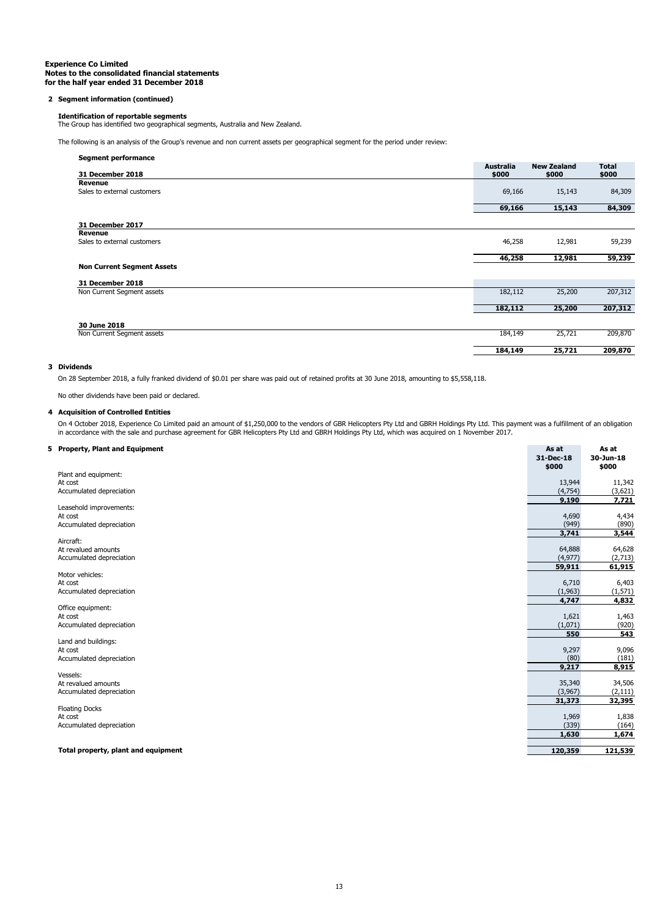**Experience Co Limited**
**Notes to the consolidated financial statements**
**for the half year ended 31 December 2018**

## 2 Segment information (continued)

**Identification of reportable segments**
The Group has identified two geographical segments, Australia and New Zealand.

The following is an analysis of the Group's revenue and non current assets per geographical segment for the period under review:

**Segment performance**

| | Australia $000 | New Zealand $000 | Total $000 |
|---|---|---|---|
| **31 December 2018** | | | |
| **Revenue** | | | |
| Sales to external customers | 69,166 | 15,143 | 84,309 |
| | **69,166** | **15,143** | **84,309** |
| **31 December 2017** | | | |
| **Revenue** | | | |
| Sales to external customers | 46,258 | 12,981 | 59,239 |
| | **46,258** | **12,981** | **59,239** |
| **Non Current Segment Assets** | | | |
| **31 December 2018** | | | |
| Non Current Segment assets | 182,112 | 25,200 | 207,312 |
| | **182,112** | **25,200** | **207,312** |
| **30 June 2018** | | | |
| Non Current Segment assets | 184,149 | 25,721 | 209,870 |
| | **184,149** | **25,721** | **209,870** |

## 3 Dividends

On 28 September 2018, a fully franked dividend of $0.01 per share was paid out of retained profits at 30 June 2018, amounting to $5,558,118.

No other dividends have been paid or declared.

## 4 Acquisition of Controlled Entities

On 4 October 2018, Experience Co Limited paid an amount of $1,250,000 to the vendors of GBR Helicopters Pty Ltd and GBRH Holdings Pty Ltd. This payment was a fulfillment of an obligation in accordance with the sale and purchase agreement for GBR Helicopters Pty Ltd and GBRH Holdings Pty Ltd, which was acquired on 1 November 2017.

## 5 Property, Plant and Equipment

| | As at 31-Dec-18 $000 | As at 30-Jun-18 $000 |
|---|---|---|
| Plant and equipment: | | |
| At cost | 13,944 | 11,342 |
| Accumulated depreciation | (4,754) | (3,621) |
| | **9,190** | **7,721** |
| Leasehold improvements: | | |
| At cost | 4,690 | 4,434 |
| Accumulated depreciation | (949) | (890) |
| | **3,741** | **3,544** |
| Aircraft: | | |
| At revalued amounts | 64,888 | 64,628 |
| Accumulated depreciation | (4,977) | (2,713) |
| | **59,911** | **61,915** |
| Motor vehicles: | | |
| At cost | 6,710 | 6,403 |
| Accumulated depreciation | (1,963) | (1,571) |
| | **4,747** | **4,832** |
| Office equipment: | | |
| At cost | 1,621 | 1,463 |
| Accumulated depreciation | (1,071) | (920) |
| | **550** | **543** |
| Land and buildings: | | |
| At cost | 9,297 | 9,096 |
| Accumulated depreciation | (80) | (181) |
| | **9,217** | **8,915** |
| Vessels: | | |
| At revalued amounts | 35,340 | 34,506 |
| Accumulated depreciation | (3,967) | (2,111) |
| | **31,373** | **32,395** |
| Floating Docks | | |
| At cost | 1,969 | 1,838 |
| Accumulated depreciation | (339) | (164) |
| | **1,630** | **1,674** |
| **Total property, plant and equipment** | **120,359** | **121,539** |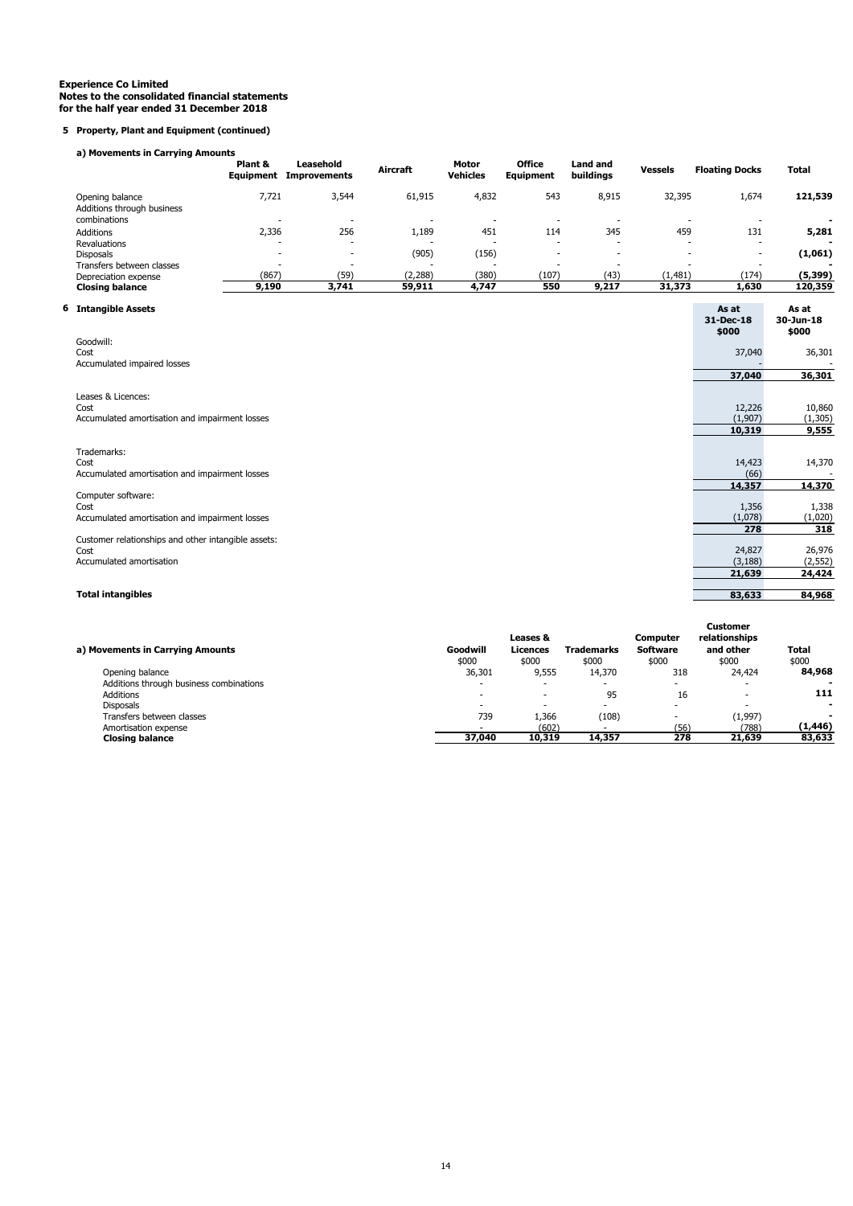**Experience Co Limited**
**Notes to the consolidated financial statements**
**for the half year ended 31 December 2018**

## 5 Property, Plant and Equipment (continued)

### a) Movements in Carrying Amounts

| | Plant & Equipment | Leasehold Improvements | Aircraft | Motor Vehicles | Office Equipment | Land and buildings | Vessels | Floating Docks | Total |
|---|---|---|---|---|---|---|---|---|---|
| Opening balance | 7,721 | 3,544 | 61,915 | 4,832 | 543 | 8,915 | 32,395 | 1,674 | **121,539** |
| Additions through business combinations | - | - | - | - | - | - | - | - | **-** |
| Additions | 2,336 | 256 | 1,189 | 451 | 114 | 345 | 459 | 131 | **5,281** |
| Revaluations | - | - | - | - | - | - | - | - | **-** |
| Disposals | - | - | (905) | (156) | - | - | - | - | **(1,061)** |
| Transfers between classes | - | - | - | - | - | - | - | - | **-** |
| Depreciation expense | (867) | (59) | (2,288) | (380) | (107) | (43) | (1,481) | (174) | **(5,399)** |
| **Closing balance** | **9,190** | **3,741** | **59,911** | **4,747** | **550** | **9,217** | **31,373** | **1,630** | **120,359** |

## 6 Intangible Assets

| | As at 31-Dec-18 $000 | As at 30-Jun-18 $000 |
|---|---|---|
| Goodwill: | | |
| Cost | 37,040 | 36,301 |
| Accumulated impaired losses | - | - |
| | **37,040** | **36,301** |
| Leases & Licences: | | |
| Cost | 12,226 | 10,860 |
| Accumulated amortisation and impairment losses | (1,907) | (1,305) |
| | **10,319** | **9,555** |
| Trademarks: | | |
| Cost | 14,423 | 14,370 |
| Accumulated amortisation and impairment losses | (66) | - |
| | **14,357** | **14,370** |
| Computer software: | | |
| Cost | 1,356 | 1,338 |
| Accumulated amortisation and impairment losses | (1,078) | (1,020) |
| | **278** | **318** |
| Customer relationships and other intangible assets: | | |
| Cost | 24,827 | 26,976 |
| Accumulated amortisation | (3,188) | (2,552) |
| | **21,639** | **24,424** |
| **Total intangibles** | **83,633** | **84,968** |

| a) Movements in Carrying Amounts | Goodwill $000 | Leases & Licences $000 | Trademarks $000 | Computer Software $000 | Customer relationships and other $000 | Total $000 |
|---|---|---|---|---|---|---|
| Opening balance | 36,301 | 9,555 | 14,370 | 318 | 24,424 | **84,968** |
| Additions through business combinations | - | - | - | - | - | **-** |
| Additions | - | - | 95 | 16 | - | **111** |
| Disposals | - | - | - | - | - | **-** |
| Transfers between classes | 739 | 1,366 | (108) | - | (1,997) | **-** |
| Amortisation expense | - | (602) | - | (56) | (788) | **(1,446)** |
| **Closing balance** | **37,040** | **10,319** | **14,357** | **278** | **21,639** | **83,633** |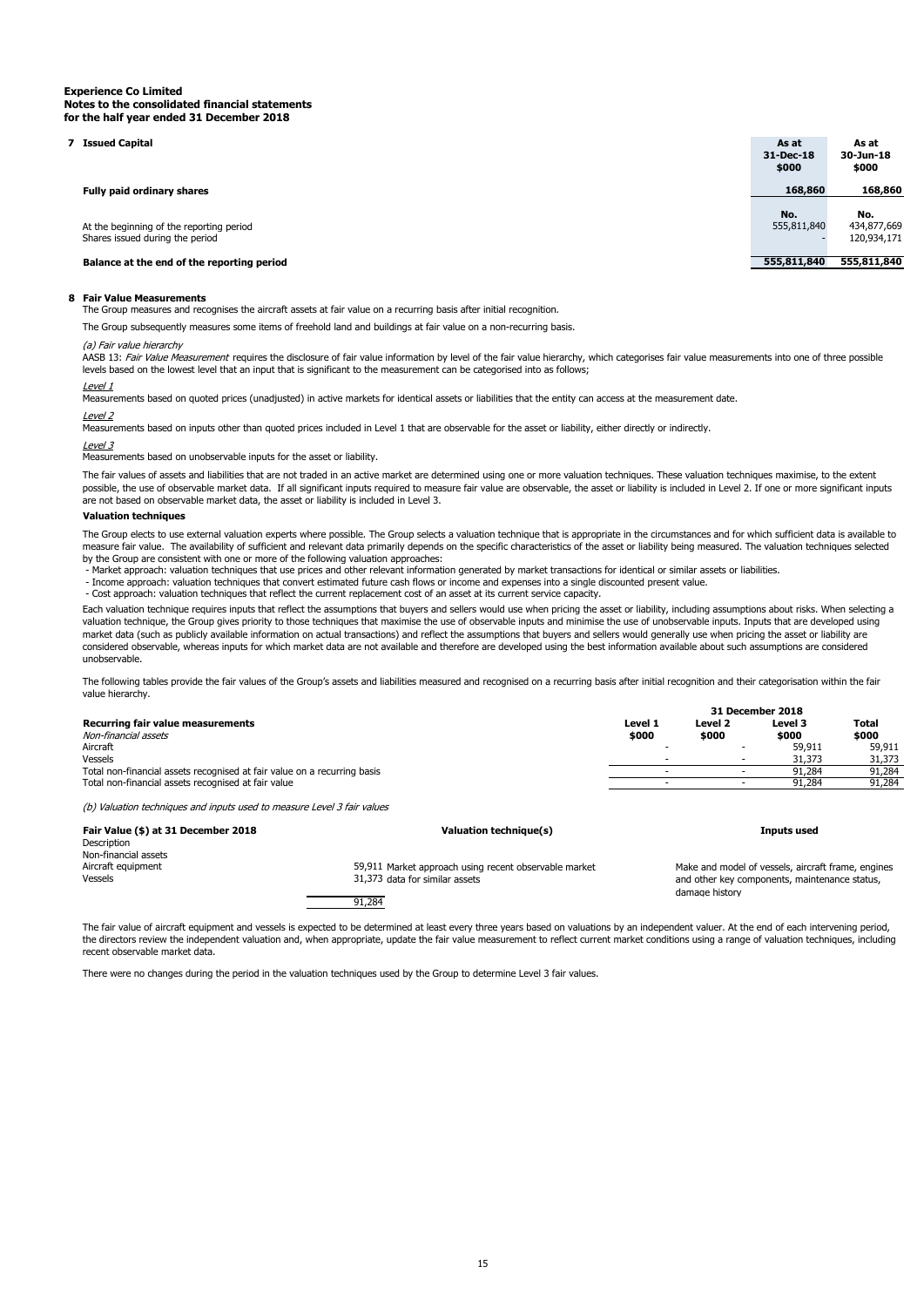**Experience Co Limited**
**Notes to the consolidated financial statements**
**for the half year ended 31 December 2018**

## 7 Issued Capital

| | As at 31-Dec-18 $000 | As at 30-Jun-18 $000 |
|---|---|---|
| **Fully paid ordinary shares** | **168,860** | **168,860** |
| | No. | No. |
| At the beginning of the reporting period | 555,811,840 | 434,877,669 |
| Shares issued during the period | - | 120,934,171 |
| **Balance at the end of the reporting period** | **555,811,840** | **555,811,840** |

## 8 Fair Value Measurements

The Group measures and recognises the aircraft assets at fair value on a recurring basis after initial recognition.

The Group subsequently measures some items of freehold land and buildings at fair value on a non-recurring basis.

*(a) Fair value hierarchy*

AASB 13: *Fair Value Measurement* requires the disclosure of fair value information by level of the fair value hierarchy, which categorises fair value measurements into one of three possible levels based on the lowest level that an input that is significant to the measurement can be categorised into as follows;

*Level 1*

Measurements based on quoted prices (unadjusted) in active markets for identical assets or liabilities that the entity can access at the measurement date.

*Level 2*

Measurements based on inputs other than quoted prices included in Level 1 that are observable for the asset or liability, either directly or indirectly.

*Level 3*

Measurements based on unobservable inputs for the asset or liability.

The fair values of assets and liabilities that are not traded in an active market are determined using one or more valuation techniques. These valuation techniques maximise, to the extent possible, the use of observable market data. If all significant inputs required to measure fair value are observable, the asset or liability is included in Level 2. If one or more significant inputs are not based on observable market data, the asset or liability is included in Level 3.

**Valuation techniques**

The Group elects to use external valuation experts where possible. The Group selects a valuation technique that is appropriate in the circumstances and for which sufficient data is available to measure fair value. The availability of sufficient and relevant data primarily depends on the specific characteristics of the asset or liability being measured. The valuation techniques selected by the Group are consistent with one or more of the following valuation approaches:

- Market approach: valuation techniques that use prices and other relevant information generated by market transactions for identical or similar assets or liabilities.
- Income approach: valuation techniques that convert estimated future cash flows or income and expenses into a single discounted present value.
- Cost approach: valuation techniques that reflect the current replacement cost of an asset at its current service capacity.

Each valuation technique requires inputs that reflect the assumptions that buyers and sellers would use when pricing the asset or liability, including assumptions about risks. When selecting a valuation technique, the Group gives priority to those techniques that maximise the use of observable inputs and minimise the use of unobservable inputs. Inputs that are developed using market data (such as publicly available information on actual transactions) and reflect the assumptions that buyers and sellers would generally use when pricing the asset or liability are considered observable, whereas inputs for which market data are not available and therefore are developed using the best information available about such assumptions are considered unobservable.

The following tables provide the fair values of the Group's assets and liabilities measured and recognised on a recurring basis after initial recognition and their categorisation within the fair value hierarchy.

| | 31 December 2018 | | | |
|---|---|---|---|---|
| **Recurring fair value measurements** | **Level 1** | **Level 2** | **Level 3** | **Total** |
| *Non-financial assets* | **$000** | **$000** | **$000** | **$000** |
| Aircraft | - | - | 59,911 | 59,911 |
| Vessels | - | - | 31,373 | 31,373 |
| Total non-financial assets recognised at fair value on a recurring basis | - | - | 91,284 | 91,284 |
| Total non-financial assets recognised at fair value | - | - | 91,284 | 91,284 |

*(b) Valuation techniques and inputs used to measure Level 3 fair values*

| **Fair Value ($) at 31 December 2018** | | **Valuation technique(s)** | **Inputs used** |
|---|---|---|---|
| Description | | | |
| Non-financial assets | | | |
| Aircraft equipment | 59,911 | Market approach using recent observable market | Make and model of vessels, aircraft frame, engines |
| Vessels | 31,373 | data for similar assets | and other key components, maintenance status, damage history |
| | 91,284 | | |

The fair value of aircraft equipment and vessels is expected to be determined at least every three years based on valuations by an independent valuer. At the end of each intervening period, the directors review the independent valuation and, when appropriate, update the fair value measurement to reflect current market conditions using a range of valuation techniques, including recent observable market data.

There were no changes during the period in the valuation techniques used by the Group to determine Level 3 fair values.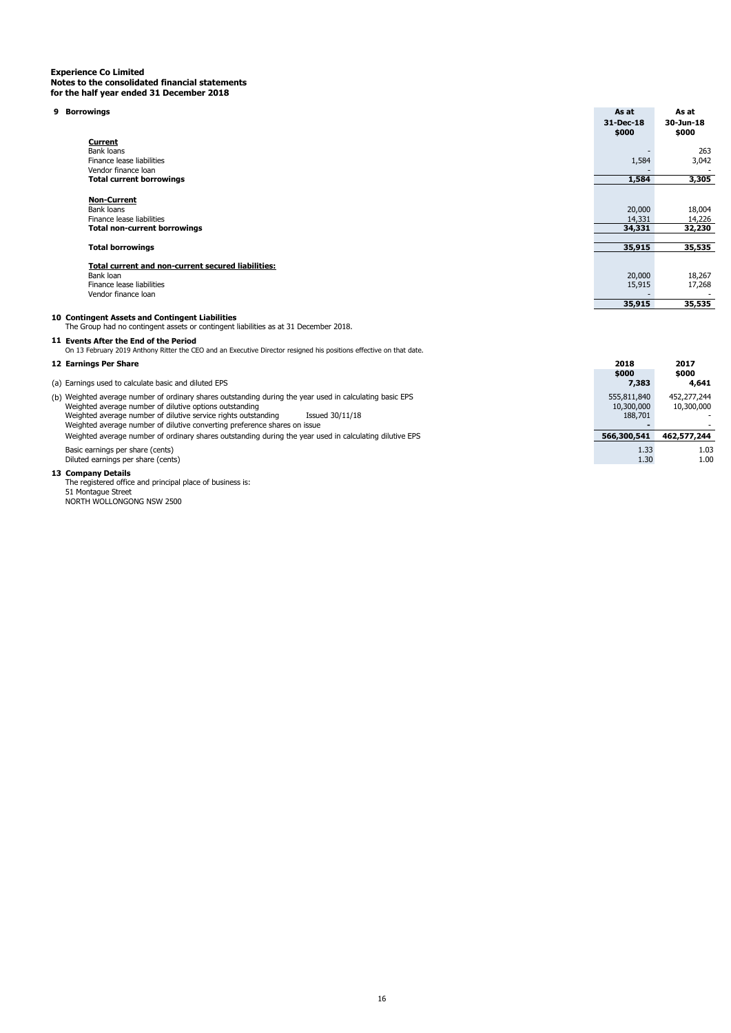**Experience Co Limited**
**Notes to the consolidated financial statements**
**for the half year ended 31 December 2018**

## 9 Borrowings

| | As at 31-Dec-18 $000 | As at 30-Jun-18 $000 |
|---|---|---|
| **Current** | | |
| Bank loans | - | 263 |
| Finance lease liabilities | 1,584 | 3,042 |
| Vendor finance loan | - | - |
| **Total current borrowings** | **1,584** | **3,305** |
| | | |
| **Non-Current** | | |
| Bank loans | 20,000 | 18,004 |
| Finance lease liabilities | 14,331 | 14,226 |
| **Total non-current borrowings** | **34,331** | **32,230** |
| | | |
| **Total borrowings** | **35,915** | **35,535** |
| | | |
| **Total current and non-current secured liabilities:** | | |
| Bank loan | 20,000 | 18,267 |
| Finance lease liabilities | 15,915 | 17,268 |
| Vendor finance loan | - | - |
| | **35,915** | **35,535** |

## 10 Contingent Assets and Contingent Liabilities

The Group had no contingent assets or contingent liabilities as at 31 December 2018.

## 11 Events After the End of the Period

On 13 February 2019 Anthony Ritter the CEO and an Executive Director resigned his positions effective on that date.

## 12 Earnings Per Share

| | | 2018 $000 | 2017 $000 |
|---|---|---|---|
| (a) Earnings used to calculate basic and diluted EPS | | **7,383** | **4,641** |
| (b) Weighted average number of ordinary shares outstanding during the year used in calculating basic EPS | | 555,811,840 | 452,277,244 |
| Weighted average number of dilutive options outstanding | | 10,300,000 | 10,300,000 |
| Weighted average number of dilutive service rights outstanding | Issued 30/11/18 | 188,701 | - |
| Weighted average number of dilutive converting preference shares on issue | | - | - |
| Weighted average number of ordinary shares outstanding during the year used in calculating dilutive EPS | | **566,300,541** | **462,577,244** |
| Basic earnings per share (cents) | | 1.33 | 1.03 |
| Diluted earnings per share (cents) | | 1.30 | 1.00 |

## 13 Company Details

The registered office and principal place of business is:
51 Montague Street
NORTH WOLLONGONG NSW 2500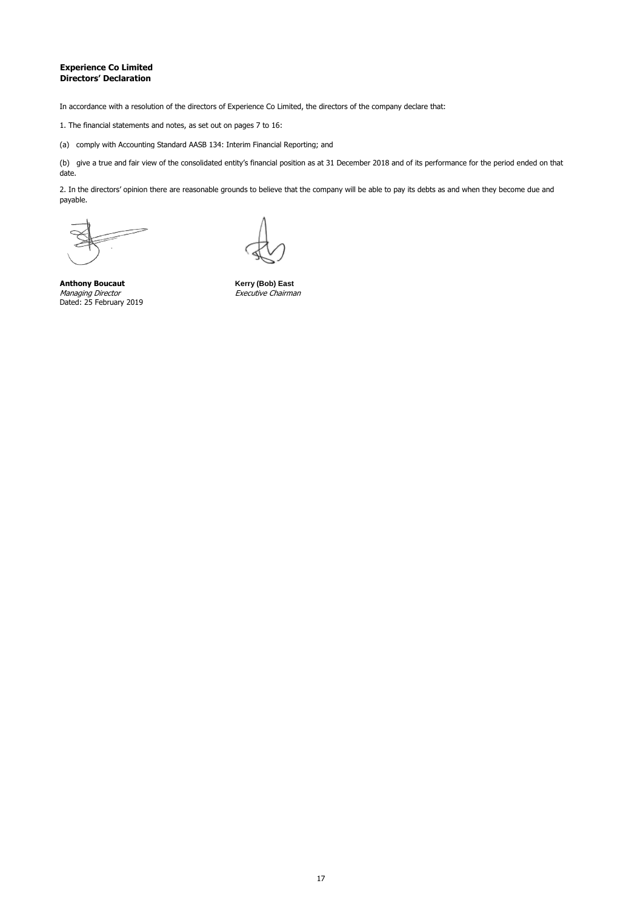**Experience Co Limited**
**Directors' Declaration**

In accordance with a resolution of the directors of Experience Co Limited, the directors of the company declare that:

1. The financial statements and notes, as set out on pages 7 to 16:

(a) comply with Accounting Standard AASB 134: Interim Financial Reporting; and

(b) give a true and fair view of the consolidated entity's financial position as at 31 December 2018 and of its performance for the period ended on that date.

2. In the directors' opinion there are reasonable grounds to believe that the company will be able to pay its debts as and when they become due and payable.

**Anthony Boucaut**
*Managing Director*
Dated: 25 February 2019

**Kerry (Bob) East**
*Executive Chairman*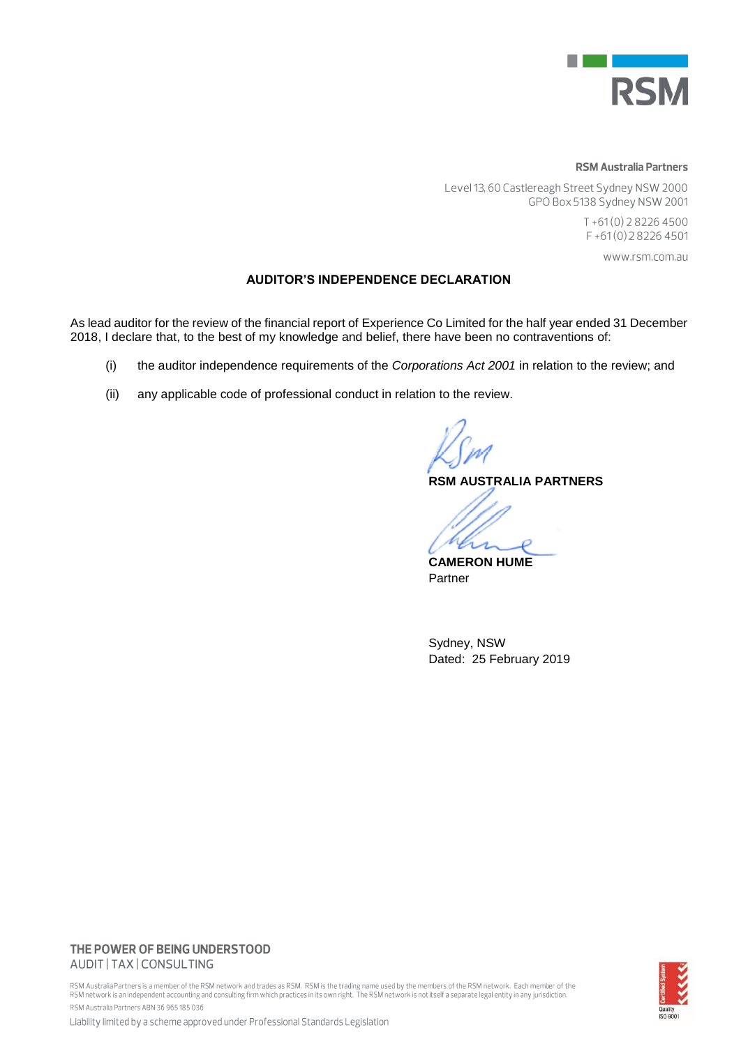RSM

**RSM Australia Partners**

Level 13, 60 Castlereagh Street Sydney NSW 2000
GPO Box 5138 Sydney NSW 2001

T +61 (0) 2 8226 4500
F +61 (0) 2 8226 4501

www.rsm.com.au

## AUDITOR'S INDEPENDENCE DECLARATION

As lead auditor for the review of the financial report of Experience Co Limited for the half year ended 31 December 2018, I declare that, to the best of my knowledge and belief, there have been no contraventions of:

(i) the auditor independence requirements of the *Corporations Act 2001* in relation to the review; and

(ii) any applicable code of professional conduct in relation to the review.

**RSM AUSTRALIA PARTNERS**

**CAMERON HUME**
Partner

Sydney, NSW
Dated: 25 February 2019

**THE POWER OF BEING UNDERSTOOD**
AUDIT | TAX | CONSULTING

RSM Australia Partners is a member of the RSM network and trades as RSM. RSM is the trading name used by the members of the RSM network. Each member of the RSM network is an independent accounting and consulting firm which practices in its own right. The RSM network is not itself a separate legal entity in any jurisdiction.

RSM Australia Partners ABN 36 965 185 036

Liability limited by a scheme approved under Professional Standards Legislation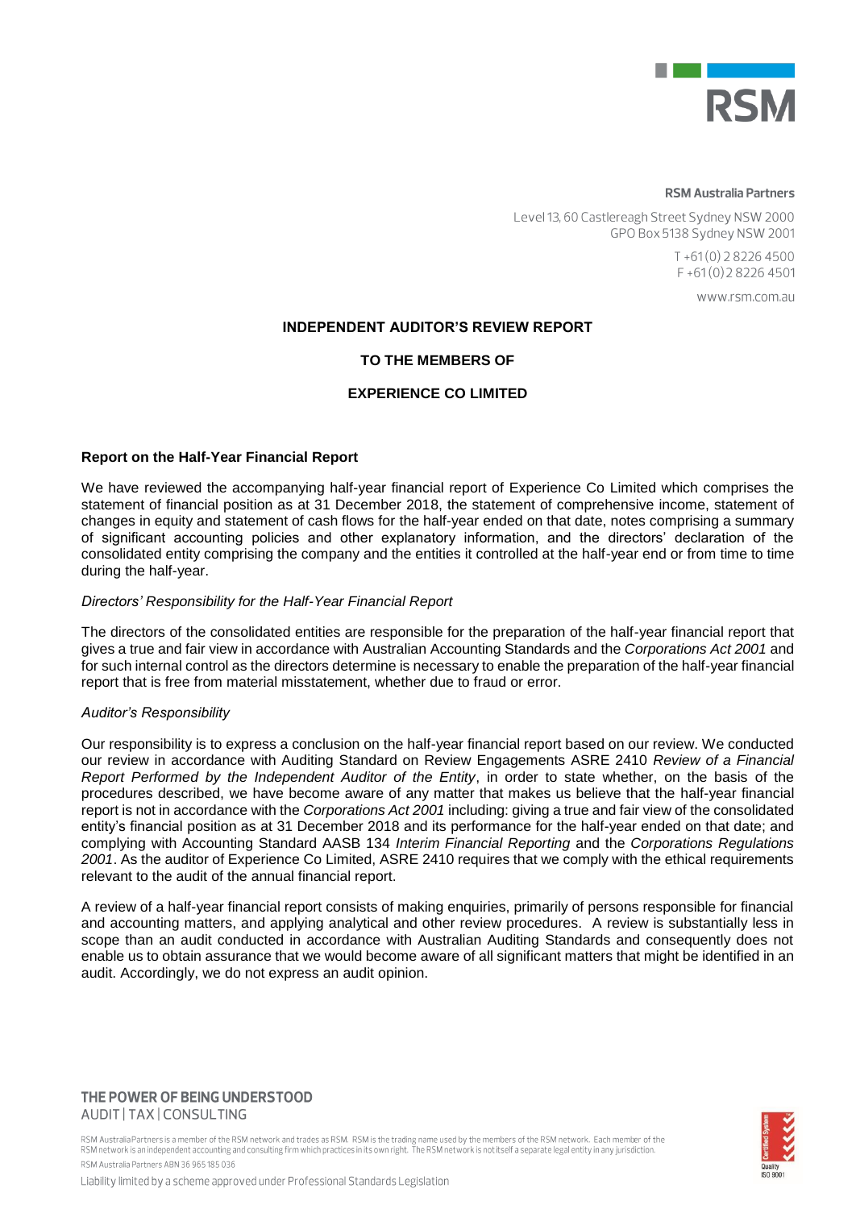RSM

**RSM Australia Partners**

Level 13, 60 Castlereagh Street Sydney NSW 2000
GPO Box 5138 Sydney NSW 2001

T +61 (0) 2 8226 4500
F +61 (0) 2 8226 4501

www.rsm.com.au

## INDEPENDENT AUDITOR'S REVIEW REPORT

## TO THE MEMBERS OF

## EXPERIENCE CO LIMITED

### Report on the Half-Year Financial Report

We have reviewed the accompanying half-year financial report of Experience Co Limited which comprises the statement of financial position as at 31 December 2018, the statement of comprehensive income, statement of changes in equity and statement of cash flows for the half-year ended on that date, notes comprising a summary of significant accounting policies and other explanatory information, and the directors' declaration of the consolidated entity comprising the company and the entities it controlled at the half-year end or from time to time during the half-year.

*Directors' Responsibility for the Half-Year Financial Report*

The directors of the consolidated entities are responsible for the preparation of the half-year financial report that gives a true and fair view in accordance with Australian Accounting Standards and the *Corporations Act 2001* and for such internal control as the directors determine is necessary to enable the preparation of the half-year financial report that is free from material misstatement, whether due to fraud or error.

*Auditor's Responsibility*

Our responsibility is to express a conclusion on the half-year financial report based on our review. We conducted our review in accordance with Auditing Standard on Review Engagements ASRE 2410 *Review of a Financial Report Performed by the Independent Auditor of the Entity*, in order to state whether, on the basis of the procedures described, we have become aware of any matter that makes us believe that the half-year financial report is not in accordance with the *Corporations Act 2001* including: giving a true and fair view of the consolidated entity's financial position as at 31 December 2018 and its performance for the half-year ended on that date; and complying with Accounting Standard AASB 134 *Interim Financial Reporting* and the *Corporations Regulations 2001*. As the auditor of Experience Co Limited, ASRE 2410 requires that we comply with the ethical requirements relevant to the audit of the annual financial report.

A review of a half-year financial report consists of making enquiries, primarily of persons responsible for financial and accounting matters, and applying analytical and other review procedures. A review is substantially less in scope than an audit conducted in accordance with Australian Auditing Standards and consequently does not enable us to obtain assurance that we would become aware of all significant matters that might be identified in an audit. Accordingly, we do not express an audit opinion.

**THE POWER OF BEING UNDERSTOOD**
AUDIT | TAX | CONSULTING

RSM Australia Partners is a member of the RSM network and trades as RSM. RSM is the trading name used by the members of the RSM network. Each member of the RSM network is an independent accounting and consulting firm which practices in its own right. The RSM network is not itself a separate legal entity in any jurisdiction.
RSM Australia Partners ABN 36 965 185 036

Liability limited by a scheme approved under Professional Standards Legislation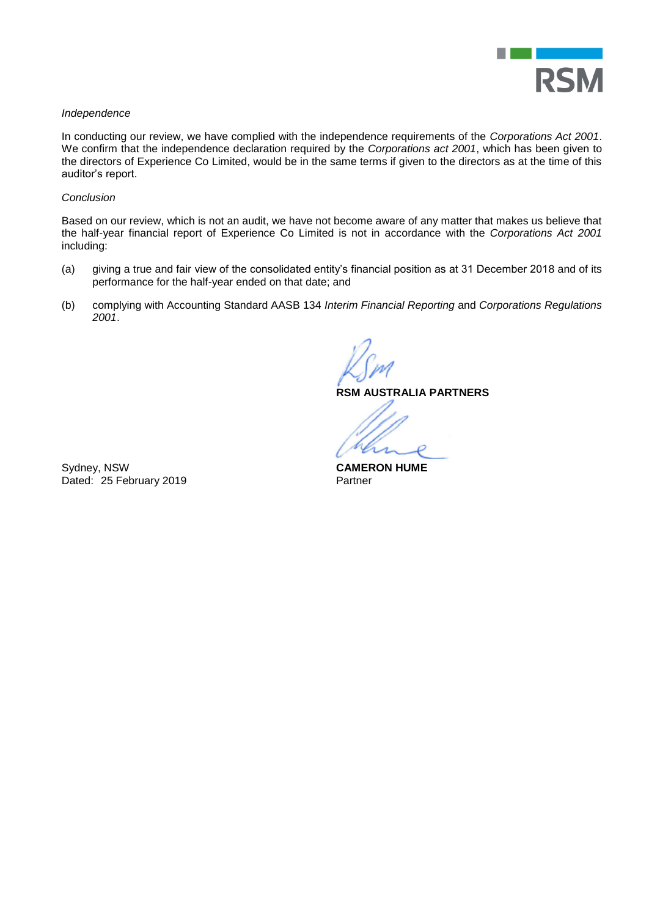*Independence*

In conducting our review, we have complied with the independence requirements of the *Corporations Act 2001*. We confirm that the independence declaration required by the *Corporations act 2001*, which has been given to the directors of Experience Co Limited, would be in the same terms if given to the directors as at the time of this auditor's report.

*Conclusion*

Based on our review, which is not an audit, we have not become aware of any matter that makes us believe that the half-year financial report of Experience Co Limited is not in accordance with the *Corporations Act 2001* including:

(a) giving a true and fair view of the consolidated entity's financial position as at 31 December 2018 and of its performance for the half-year ended on that date; and

(b) complying with Accounting Standard AASB 134 *Interim Financial Reporting* and *Corporations Regulations 2001*.

**RSM AUSTRALIA PARTNERS**

Sydney, NSW
Dated: 25 February 2019

**CAMERON HUME**
Partner